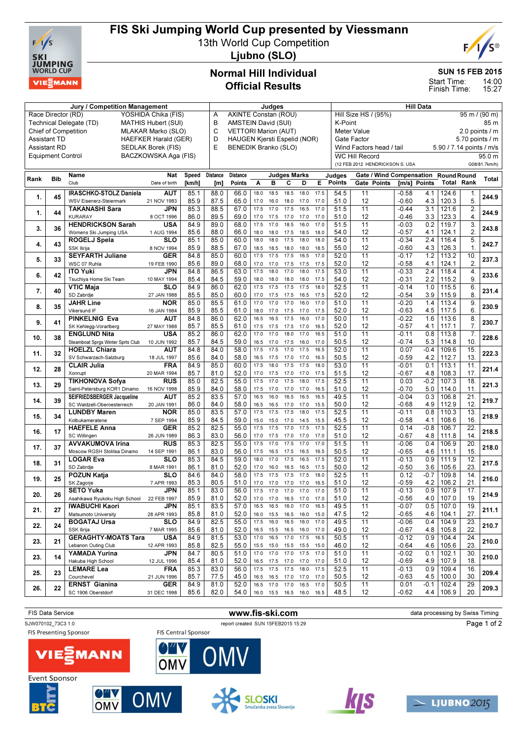# FIS Ski Jumping World Cup presented by Viessmann

13th World Cup Competition
Ljubno (SLO)

## Normal Hill Individual
## Official Results

SUN 15 FEB 2015
Start Time: 14:00
Finish Time: 15:27

| Jury / Competition Management | | Judges | | Hill Data | |
|---|---|---|---|---|---|
| Race Director (RD) | YOSHIDA Chika (FIS) | A | AXINTE Constan (ROU) | Hill Size HS / (95%) | 95 m / (90 m) |
| Technical Delegate (TD) | MATHIS Hubert (SUI) | B | AMSTEIN David (SUI) | K-Point | 85 m |
| Chief of Competition | MLAKAR Marko (SLO) | C | VETTORI Marion (AUT) | Meter Value | 2.0 points / m |
| Assistant TD | HAEFFER Harald (GER) | D | HAUGEN Kjersti Espelid (NOR) | Gate Factor | 5.70 points / m |
| Assistant RD | SEDLAK Borek (FIS) | E | BENEDIK Branko (SLO) | Wind Factors head / tail | 5.90 / 7.14 points / m/s |
| Equipment Control | BACZKOWSKA Aga (FIS) | | | WC Hill Record | 95.0 m |
| | | | | (12 FEB 2012 HENDRICKSON S. USA | G08/81.7km/h) |

| Rank | Bib | Name / Club | Nat / Date of birth | Speed [km/h] | Distance [m] | Distance Points | A | B | C | D | E | Judges Points | Gate | Gate Points | Wind [m/s] | Wind Points | Round Total | Round Rank | Total |
|---|---|---|---|---|---|---|---|---|---|---|---|---|---|---|---|---|---|---|---|
| 1. | 45 | IRASCHKO-STOLZ Daniela / WSV Eisenerz-Steiermark | AUT / 21 NOV 1983 | 85.1 | 88.0 | 66.0 | 18.0 | 18.5 | 18.5 | 18.0 | 17.5 | 54.5 | 11 | | -0.58 | 4.1 | 124.6 | 1. | 244.9 |
| | | | | 85.9 | 87.5 | 65.0 | 17.0 | 16.0 | 18.0 | 17.0 | 17.0 | 51.0 | 12 | | -0.60 | 4.3 | 120.3 | 5. | |
| 1. | 44 | TAKANASHI Sara / KURARAY | JPN / 8 OCT 1996 | 85.3 | 88.5 | 67.0 | 17.0 | 17.0 | 17.5 | 16.5 | 17.0 | 51.5 | 11 | | -0.44 | 3.1 | 121.6 | 2. | 244.9 |
| | | | | 86.0 | 89.5 | 69.0 | 17.0 | 17.5 | 17.0 | 17.0 | 17.0 | 51.0 | 12 | | -0.46 | 3.3 | 123.3 | 4. | |
| 3. | 36 | HENDRICKSON Sarah / Womens Ski Jumping USA | USA / 1 AUG 1994 | 84.9 | 89.0 | 68.0 | 17.5 | 17.0 | 18.5 | 16.0 | 17.0 | 51.5 | 11 | | -0.03 | 0.2 | 119.7 | 3. | 243.8 |
| | | | | 85.6 | 88.0 | 66.0 | 18.0 | 18.0 | 17.5 | 18.5 | 18.0 | 54.0 | 12 | | -0.57 | 4.1 | 124.1 | 2. | |
| 4. | 43 | ROGELJ Spela / SSK Ilirija | SLO / 8 NOV 1994 | 85.1 | 85.0 | 60.0 | 18.0 | 18.0 | 17.5 | 18.0 | 18.0 | 54.0 | 11 | | -0.34 | 2.4 | 116.4 | 5. | 242.7 |
| | | | | 85.9 | 88.5 | 67.0 | 18.5 | 18.5 | 18.0 | 18.0 | 18.5 | 55.0 | 12 | | -0.60 | 4.3 | 126.3 | 1. | |
| 5. | 33 | SEYFARTH Juliane / WSC 07 Ruhla | GER / 19 FEB 1990 | 84.8 | 85.0 | 60.0 | 17.5 | 17.5 | 17.5 | 16.5 | 17.0 | 52.0 | 11 | | -0.17 | 1.2 | 113.2 | 10. | 237.3 |
| | | | | 85.6 | 89.0 | 68.0 | 17.0 | 17.0 | 17.5 | 17.5 | 17.5 | 52.0 | 12 | | -0.58 | 4.1 | 124.1 | 2. | |
| 6. | 42 | ITO Yuki / Tsuchiya Home Ski Team | JPN / 10 MAY 1994 | 84.8 | 86.5 | 63.0 | 17.5 | 18.0 | 17.0 | 18.0 | 17.5 | 53.0 | 11 | | -0.33 | 2.4 | 118.4 | 4. | 233.6 |
| | | | | 85.4 | 84.5 | 59.0 | 18.0 | 18.0 | 18.0 | 18.0 | 17.5 | 54.0 | 12 | | -0.31 | 2.2 | 115.2 | 9. | |
| 7. | 40 | VTIC Maja / SD Zabrdje | SLO / 27 JAN 1988 | 84.9 | 86.0 | 62.0 | 17.5 | 17.5 | 17.5 | 17.5 | 18.0 | 52.5 | 11 | | -0.14 | 1.0 | 115.5 | 6. | 231.4 |
| | | | | 85.5 | 85.0 | 60.0 | 17.0 | 17.5 | 17.5 | 16.5 | 17.5 | 52.0 | 12 | | -0.54 | 3.9 | 115.9 | 8. | |
| 8. | 35 | JAHR Line / Vikersund IF | NOR / 16 JAN 1984 | 85.0 | 85.5 | 61.0 | 17.0 | 17.0 | 17.0 | 16.0 | 17.0 | 51.0 | 11 | | -0.20 | 1.4 | 113.4 | 9. | 230.9 |
| | | | | 85.9 | 85.5 | 61.0 | 18.0 | 17.0 | 17.5 | 17.0 | 17.5 | 52.0 | 12 | | -0.63 | 4.5 | 117.5 | 6. | |
| 9. | 41 | PINKELNIG Eva / SK Kehlegg-Vorarlberg | AUT / 27 MAY 1988 | 84.8 | 86.0 | 62.0 | 16.5 | 16.5 | 17.5 | 16.0 | 17.0 | 50.0 | 11 | | -0.22 | 1.6 | 113.6 | 8. | 230.7 |
| | | | | 85.7 | 85.5 | 61.0 | 17.5 | 17.5 | 17.5 | 17.0 | 16.5 | 52.0 | 12 | | -0.57 | 4.1 | 117.1 | 7. | |
| 10. | 38 | ENGLUND Nita / Steamboat Sprgs Winter Sprts Club | USA / 10 JUN 1992 | 85.2 | 86.0 | 62.0 | 17.0 | 17.0 | 18.0 | 17.0 | 16.5 | 51.0 | 11 | | -0.11 | 0.8 | 113.8 | 7. | 228.6 |
| | | | | 85.7 | 84.5 | 59.0 | 16.5 | 17.0 | 17.5 | 16.0 | 17.0 | 50.5 | 12 | | -0.74 | 5.3 | 114.8 | 10. | |
| 11. | 32 | HOELZL Chiara / SV Schwarzach-Salzburg | AUT / 18 JUL 1997 | 84.8 | 84.0 | 58.0 | 17.5 | 17.5 | 17.0 | 17.5 | 17.5 | 52.0 | 11 | | 0.07 | -0.4 | 109.6 | 15. | 222.3 |
| | | | | 85.6 | 84.0 | 58.0 | 16.5 | 17.5 | 17.0 | 17.0 | 16.5 | 50.5 | 12 | | -0.59 | 4.2 | 112.7 | 13. | |
| 12. | 28 | CLAIR Julia / Xonrupt | FRA / 20 MAR 1994 | 84.9 | 85.0 | 60.0 | 17.5 | 18.0 | 17.5 | 17.5 | 18.0 | 53.0 | 11 | | -0.01 | 0.1 | 113.1 | 11. | 221.4 |
| | | | | 85.7 | 81.0 | 52.0 | 17.0 | 17.5 | 17.0 | 17.0 | 17.5 | 51.5 | 12 | | -0.67 | 4.8 | 108.3 | 17. | |
| 13. | 29 | TIKHONOVA Sofya / Saint-Petersburg KOR1 Dinamo | RUS / 16 NOV 1998 | 85.0 | 82.5 | 55.0 | 17.5 | 17.0 | 17.5 | 18.0 | 17.5 | 52.5 | 11 | | 0.03 | -0.2 | 107.3 | 18. | 221.3 |
| | | | | 85.9 | 84.0 | 58.0 | 17.5 | 17.0 | 17.0 | 17.0 | 16.5 | 51.0 | 12 | | -0.70 | 5.0 | 114.0 | 11. | |
| 14. | 39 | SEIFRIEDSBERGER Jacqueline / SC Waldzell-Oberoesterreich | AUT / 20 JAN 1991 | 85.2 | 83.5 | 57.0 | 16.5 | 16.0 | 16.5 | 16.5 | 16.5 | 49.5 | 11 | | -0.04 | 0.3 | 106.8 | 21. | 219.7 |
| | | | | 86.0 | 84.0 | 58.0 | 16.5 | 16.5 | 17.0 | 17.0 | 15.5 | 50.0 | 12 | | -0.68 | 4.9 | 112.9 | 12. | |
| 15. | 34 | LUNDBY Maren / Kolbukameratene | NOR / 7 SEP 1994 | 85.0 | 83.5 | 57.0 | 17.5 | 17.5 | 17.5 | 18.0 | 17.5 | 52.5 | 11 | | -0.11 | 0.8 | 110.3 | 13. | 218.9 |
| | | | | 85.9 | 84.5 | 59.0 | 15.0 | 15.0 | 17.0 | 14.5 | 15.5 | 45.5 | 12 | | -0.58 | 4.1 | 108.6 | 16. | |
| 16. | 17 | HAEFELE Anna / SC Willingen | GER / 26 JUN 1989 | 85.2 | 82.5 | 55.0 | 17.5 | 17.5 | 17.0 | 17.5 | 17.5 | 52.5 | 11 | | 0.14 | -0.8 | 106.7 | 22. | 218.5 |
| | | | | 86.3 | 83.0 | 56.0 | 17.0 | 17.5 | 17.0 | 17.0 | 17.0 | 51.0 | 12 | | -0.67 | 4.8 | 111.8 | 14. | |
| 17. | 37 | AVVAKUMOVA Irina / Moscow RGSH Stolitsa Dinamo | RUS / 14 SEP 1991 | 85.3 | 82.5 | 55.0 | 17.5 | 17.0 | 17.5 | 17.0 | 17.0 | 51.5 | 11 | | -0.06 | 0.4 | 106.9 | 20. | 218.0 |
| | | | | 86.1 | 83.0 | 56.0 | 17.5 | 16.5 | 17.5 | 16.5 | 16.5 | 50.5 | 12 | | -0.65 | 4.6 | 111.1 | 15. | |
| 18. | 31 | LOGAR Eva / SD Zabrdje | SLO / 8 MAR 1991 | 85.3 | 84.5 | 59.0 | 18.0 | 17.0 | 17.5 | 16.5 | 17.5 | 52.0 | 11 | | -0.13 | 0.9 | 111.9 | 12. | 217.5 |
| | | | | 86.1 | 81.0 | 52.0 | 17.0 | 16.0 | 16.5 | 16.5 | 17.5 | 50.0 | 12 | | -0.50 | 3.6 | 105.6 | 23. | |
| 19. | 25 | POZUN Katja / SK Zagorje | SLO / 7 APR 1993 | 84.6 | 84.0 | 58.0 | 17.5 | 17.5 | 17.5 | 17.5 | 18.0 | 52.5 | 11 | | 0.12 | -0.7 | 109.8 | 14. | 216.0 |
| | | | | 85.3 | 80.5 | 51.0 | 17.0 | 17.0 | 17.0 | 17.0 | 16.5 | 51.0 | 12 | | -0.59 | 4.2 | 106.2 | 21. | |
| 20. | 26 | SETO Yuka / Asahikawa Ryukoku High School | JPN / 22 FEB 1997 | 85.1 | 83.0 | 56.0 | 17.5 | 17.0 | 17.0 | 17.0 | 17.0 | 51.0 | 11 | | -0.13 | 0.9 | 107.9 | 17. | 214.9 |
| | | | | 85.9 | 81.0 | 52.0 | 17.0 | 17.0 | 16.5 | 17.0 | 17.0 | 51.0 | 12 | | -0.56 | 4.0 | 107.0 | 19. | |
| 21. | 27 | IWABUCHI Kaori / Matsumoto University | JPN / 28 APR 1993 | 85.1 | 83.5 | 57.0 | 16.5 | 16.5 | 16.0 | 17.0 | 16.5 | 49.5 | 11 | | -0.07 | 0.5 | 107.0 | 19. | 211.1 |
| | | | | 85.8 | 81.0 | 52.0 | 16.0 | 15.5 | 16.5 | 16.0 | 15.0 | 47.5 | 12 | | -0.65 | 4.6 | 104.1 | 27. | |
| 22. | 24 | BOGATAJ Ursa / SSK Ilirija | SLO / 7 MAR 1995 | 84.9 | 82.5 | 55.0 | 17.5 | 16.0 | 16.5 | 16.0 | 17.0 | 49.5 | 11 | | -0.06 | 0.4 | 104.9 | 23. | 210.7 |
| | | | | 85.6 | 81.0 | 52.0 | 16.5 | 15.5 | 16.5 | 16.0 | 17.0 | 49.0 | 12 | | -0.67 | 4.8 | 105.8 | 22. | |
| 23. | 21 | GERAGHTY-MOATS Tara / Lebanon Outing Club | USA / 12 APR 1993 | 84.9 | 81.5 | 53.0 | 17.0 | 16.5 | 17.0 | 17.5 | 16.5 | 50.5 | 11 | | -0.12 | 0.9 | 104.4 | 24. | 210.0 |
| | | | | 85.8 | 82.5 | 55.0 | 15.5 | 15.0 | 15.5 | 15.5 | 15.0 | 46.0 | 12 | | -0.64 | 4.6 | 105.6 | 23. | |
| 23. | 14 | YAMADA Yurina / Hakuba High School | JPN / 12 JUL 1996 | 84.7 | 80.5 | 51.0 | 17.0 | 17.0 | 17.0 | 17.5 | 17.0 | 51.0 | 11 | | -0.02 | 0.1 | 102.1 | 30. | 210.0 |
| | | | | 85.4 | 81.0 | 52.0 | 16.5 | 17.5 | 17.0 | 17.0 | 17.0 | 51.0 | 12 | | -0.69 | 4.9 | 107.9 | 18. | |
| 25. | 23 | LEMARE Lea / Courchevel | FRA / 21 JUN 1996 | 85.3 | 83.0 | 56.0 | 17.5 | 17.5 | 17.5 | 18.0 | 17.5 | 52.5 | 11 | | -0.13 | 0.9 | 109.4 | 16. | 209.4 |
| | | | | 85.7 | 77.5 | 45.0 | 16.5 | 16.5 | 17.0 | 17.0 | 17.0 | 50.5 | 12 | | -0.63 | 4.5 | 100.0 | 30. | |
| 26. | 22 | ERNST Gianina / SC 1906 Oberstdorf | GER / 31 DEC 1998 | 84.9 | 81.0 | 52.0 | 16.5 | 17.0 | 17.0 | 16.5 | 17.0 | 50.5 | 11 | | 0.01 | -0.1 | 102.4 | 29. | 209.3 |
| | | | | 85.6 | 82.0 | 54.0 | 16.0 | 15.5 | 16.5 | 16.0 | 16.5 | 48.5 | 12 | | -0.62 | 4.4 | 106.9 | 20. | |

FIS Data Service | www.fis-ski.com | data processing by Swiss Timing

SJW070102_73C3 1.0 | report created SUN 15FEB2015 15:29

FIS Presenting Sponsor | FIS Central Sponsor | Event Sponsor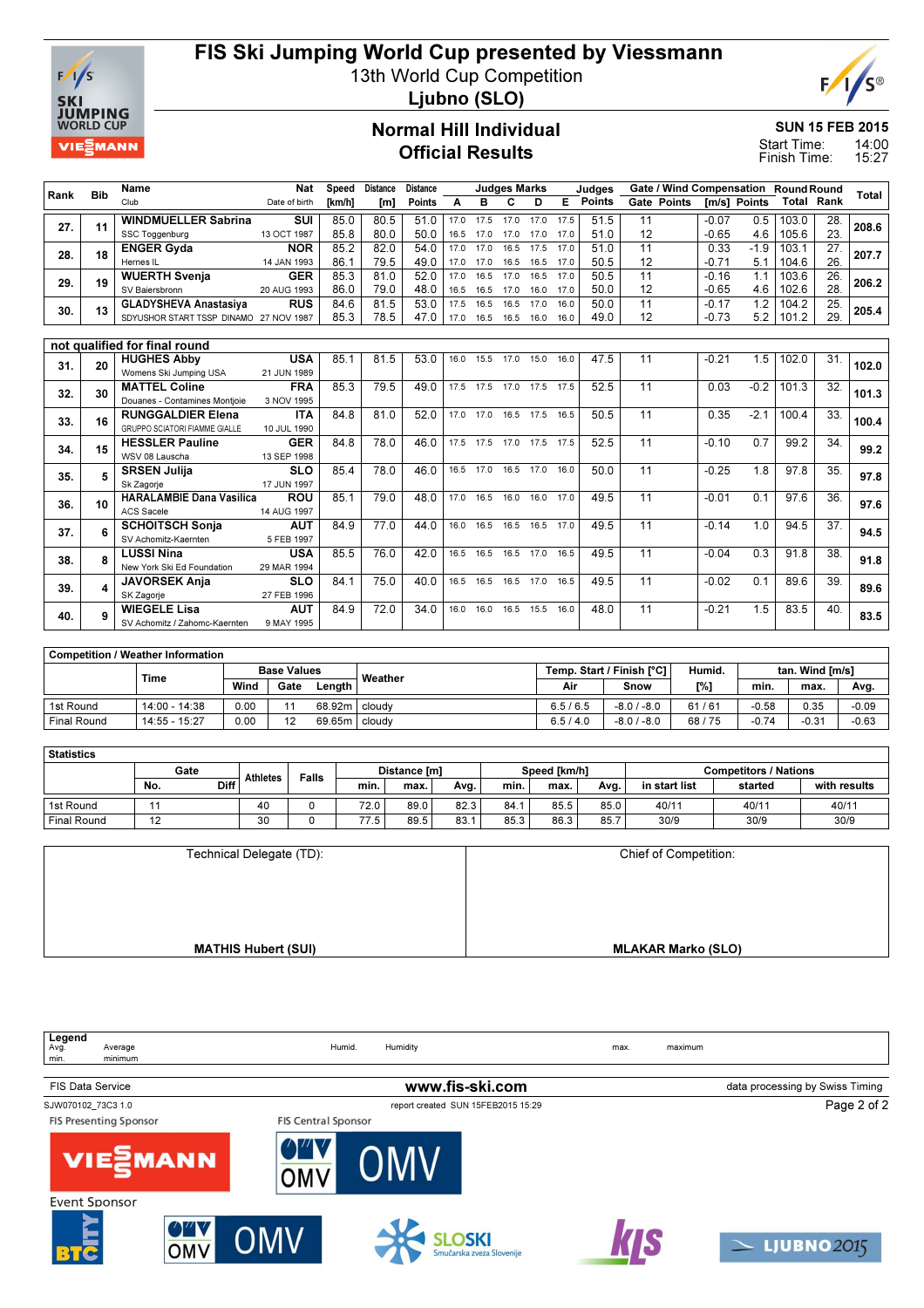# FIS Ski Jumping World Cup presented by Viessmann

13th World Cup Competition

Ljubno (SLO)

## Normal Hill Individual
## Official Results

SUN 15 FEB 2015

Start Time: 14:00
Finish Time: 15:27

| Rank | Bib | Name / Club | Nat / Date of birth | Speed [km/h] | Distance [m] | Distance Points | A | B | C | D | E | Judges Points | Gate | Gate Points | Wind [m/s] | Wind Points | Round Total | Round Rank | Total |
|---|---|---|---|---|---|---|---|---|---|---|---|---|---|---|---|---|---|---|---|
| 27. | 11 | WINDMUELLER Sabrina / SSC Toggenburg | SUI / 13 OCT 1987 | 85.0 / 85.8 | 80.5 / 80.0 | 51.0 / 50.0 | 17.0 / 16.5 | 17.5 / 17.0 | 17.0 / 17.0 | 17.0 / 17.0 | 17.5 / 17.0 | 51.5 / 51.0 | 11 / 12 | | -0.07 / -0.65 | 0.5 / 4.6 | 103.0 / 105.6 | 28. / 23. | 208.6 |
| 28. | 18 | ENGER Gyda / Hernes IL | NOR / 14 JAN 1993 | 85.2 / 86.1 | 82.0 / 79.5 | 54.0 / 49.0 | 17.0 / 17.0 | 17.0 / 17.0 | 16.5 / 16.5 | 17.5 / 16.5 | 17.0 / 17.0 | 51.0 / 50.5 | 11 / 12 | | 0.33 / -0.71 | -1.9 / 5.1 | 103.1 / 104.6 | 27. / 26. | 207.7 |
| 29. | 19 | WUERTH Svenja / SV Baiersbronn | GER / 20 AUG 1993 | 85.3 / 86.0 | 81.0 / 79.0 | 52.0 / 48.0 | 17.0 / 16.5 | 16.5 / 16.5 | 17.0 / 17.0 | 16.5 / 16.0 | 17.0 / 17.0 | 50.5 / 50.0 | 11 / 12 | | -0.16 / -0.65 | 1.1 / 4.6 | 103.6 / 102.6 | 26. / 28. | 206.2 |
| 30. | 13 | GLADYSHEVA Anastasiya / SDYUSHOR START TSSP DINAMO | RUS / 27 NOV 1987 | 84.6 / 85.3 | 81.5 / 78.5 | 53.0 / 47.0 | 17.5 / 17.0 | 16.5 / 16.5 | 16.5 / 16.5 | 17.0 / 16.0 | 16.0 / 16.0 | 50.0 / 49.0 | 11 / 12 | | -0.17 / -0.73 | 1.2 / 5.2 | 104.2 / 101.2 | 25. / 29. | 205.4 |

**not qualified for final round**

| Rank | Bib | Name / Club | Nat / Date of birth | Speed [km/h] | Distance [m] | Distance Points | A | B | C | D | E | Judges Points | Gate | Gate Points | Wind [m/s] | Wind Points | Round Total | Round Rank | Total |
|---|---|---|---|---|---|---|---|---|---|---|---|---|---|---|---|---|---|---|---|
| 31. | 20 | HUGHES Abby / Womens Ski Jumping USA | USA / 21 JUN 1989 | 85.1 | 81.5 | 53.0 | 16.0 | 15.5 | 17.0 | 15.0 | 16.0 | 47.5 | 11 | | -0.21 | 1.5 | 102.0 | 31. | 102.0 |
| 32. | 30 | MATTEL Coline / Douanes - Contamines Montjoie | FRA / 3 NOV 1995 | 85.3 | 79.5 | 49.0 | 17.5 | 17.5 | 17.0 | 17.5 | 17.5 | 52.5 | 11 | | 0.03 | -0.2 | 101.3 | 32. | 101.3 |
| 33. | 16 | RUNGGALDIER Elena / GRUPPO SCIATORI FIAMME GIALLE | ITA / 10 JUL 1990 | 84.8 | 81.0 | 52.0 | 17.0 | 17.0 | 16.5 | 17.5 | 16.5 | 50.5 | 11 | | 0.35 | -2.1 | 100.4 | 33. | 100.4 |
| 34. | 15 | HESSLER Pauline / WSV 08 Lauscha | GER / 13 SEP 1998 | 84.8 | 78.0 | 46.0 | 17.5 | 17.5 | 17.0 | 17.5 | 17.5 | 52.5 | 11 | | -0.10 | 0.7 | 99.2 | 34. | 99.2 |
| 35. | 5 | SRSEN Julija / Sk Zagorje | SLO / 17 JUN 1997 | 85.4 | 78.0 | 46.0 | 16.5 | 17.0 | 16.5 | 17.0 | 16.0 | 50.0 | 11 | | -0.25 | 1.8 | 97.8 | 35. | 97.8 |
| 36. | 10 | HARALAMBIE Dana Vasilica / ACS Sacele | ROU / 14 AUG 1997 | 85.1 | 79.0 | 48.0 | 17.0 | 16.5 | 16.0 | 16.0 | 17.0 | 49.5 | 11 | | -0.01 | 0.1 | 97.6 | 36. | 97.6 |
| 37. | 6 | SCHOITSCH Sonja / SV Achomitz-Kaernten | AUT / 5 FEB 1997 | 84.9 | 77.0 | 44.0 | 16.0 | 16.5 | 16.5 | 16.5 | 17.0 | 49.5 | 11 | | -0.14 | 1.0 | 94.5 | 37. | 94.5 |
| 38. | 8 | LUSSI Nina / New York Ski Ed Foundation | USA / 29 MAR 1994 | 85.5 | 76.0 | 42.0 | 16.5 | 16.5 | 16.5 | 17.0 | 16.5 | 49.5 | 11 | | -0.04 | 0.3 | 91.8 | 38. | 91.8 |
| 39. | 4 | JAVORSEK Anja / SK Zagorje | SLO / 27 FEB 1996 | 84.1 | 75.0 | 40.0 | 16.5 | 16.5 | 16.5 | 17.0 | 16.5 | 49.5 | 11 | | -0.02 | 0.1 | 89.6 | 39. | 89.6 |
| 40. | 9 | WIEGELE Lisa / SV Achomitz / Zahomc-Kaernten | AUT / 9 MAY 1995 | 84.9 | 72.0 | 34.0 | 16.0 | 16.0 | 16.5 | 15.5 | 16.0 | 48.0 | 11 | | -0.21 | 1.5 | 83.5 | 40. | 83.5 |

**Competition / Weather Information**

| | Time | Base Values Wind | Base Values Gate | Base Values Length | Weather | Temp. Start / Finish [°C] Air | Temp. Start / Finish [°C] Snow | Humid. [%] | tan. Wind [m/s] min. | tan. Wind [m/s] max. | tan. Wind [m/s] Avg. |
|---|---|---|---|---|---|---|---|---|---|---|---|
| 1st Round | 14:00 - 14:38 | 0.00 | 11 | 68.92m | cloudy | 6.5 / 6.5 | -8.0 / -8.0 | 61 / 61 | -0.58 | 0.35 | -0.09 |
| Final Round | 14:55 - 15:27 | 0.00 | 12 | 69.65m | cloudy | 6.5 / 4.0 | -8.0 / -8.0 | 68 / 75 | -0.74 | -0.31 | -0.63 |

**Statistics**

| | Gate No. | Gate Diff | Athletes | Falls | Distance [m] min. | Distance [m] max. | Distance [m] Avg. | Speed [km/h] min. | Speed [km/h] max. | Speed [km/h] Avg. | in start list | started | with results |
|---|---|---|---|---|---|---|---|---|---|---|---|---|---|
| 1st Round | 11 | | 40 | 0 | 72.0 | 89.0 | 82.3 | 84.1 | 85.5 | 85.0 | 40/11 | 40/11 | 40/11 |
| Final Round | 12 | | 30 | 0 | 77.5 | 89.5 | 83.1 | 85.3 | 86.3 | 85.7 | 30/9 | 30/9 | 30/9 |

| Technical Delegate (TD): | Chief of Competition: |
|---|---|
| **MATHIS Hubert (SUI)** | **MLAKAR Marko (SLO)** |

**Legend**
Avg. Average
min. minimum
Humid. Humidity
max. maximum

FIS Data Service — www.fis-ski.com — data processing by Swiss Timing

SJW070102_73C3 1.0 — report created SUN 15FEB2015 15:29

FIS Presenting Sponsor: VIESSMANN
FIS Central Sponsor: OMV
Event Sponsor: BTC, OMV, SLOSKI Smučarska zveza Slovenije, KLS, LJUBNO 2015